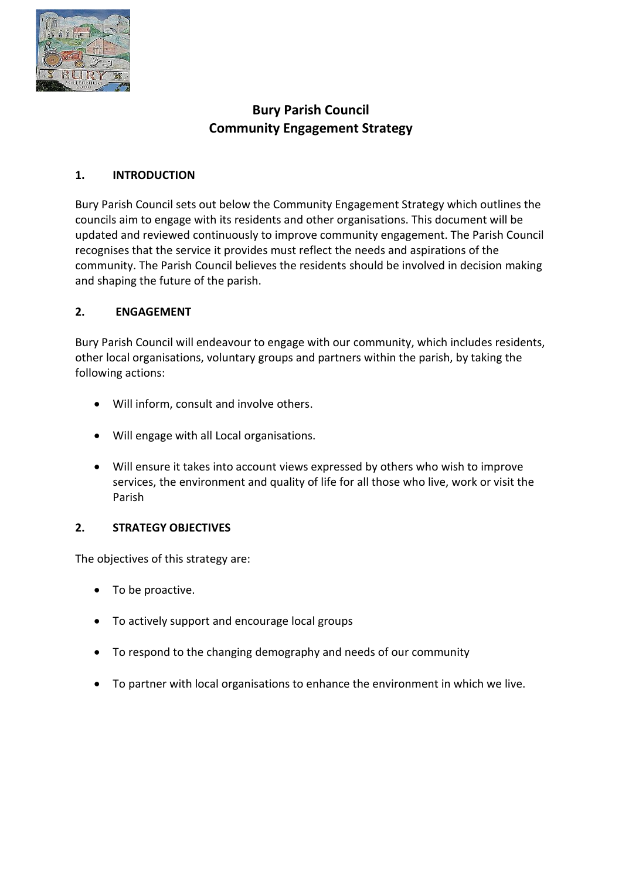# Bury Parish Council
# Community Engagement Strategy

## 1. INTRODUCTION

Bury Parish Council sets out below the Community Engagement Strategy which outlines the councils aim to engage with its residents and other organisations. This document will be updated and reviewed continuously to improve community engagement. The Parish Council recognises that the service it provides must reflect the needs and aspirations of the community. The Parish Council believes the residents should be involved in decision making and shaping the future of the parish.

## 2. ENGAGEMENT

Bury Parish Council will endeavour to engage with our community, which includes residents, other local organisations, voluntary groups and partners within the parish, by taking the following actions:

- Will inform, consult and involve others.
- Will engage with all Local organisations.
- Will ensure it takes into account views expressed by others who wish to improve services, the environment and quality of life for all those who live, work or visit the Parish

## 2. STRATEGY OBJECTIVES

The objectives of this strategy are:

- To be proactive.
- To actively support and encourage local groups
- To respond to the changing demography and needs of our community
- To partner with local organisations to enhance the environment in which we live.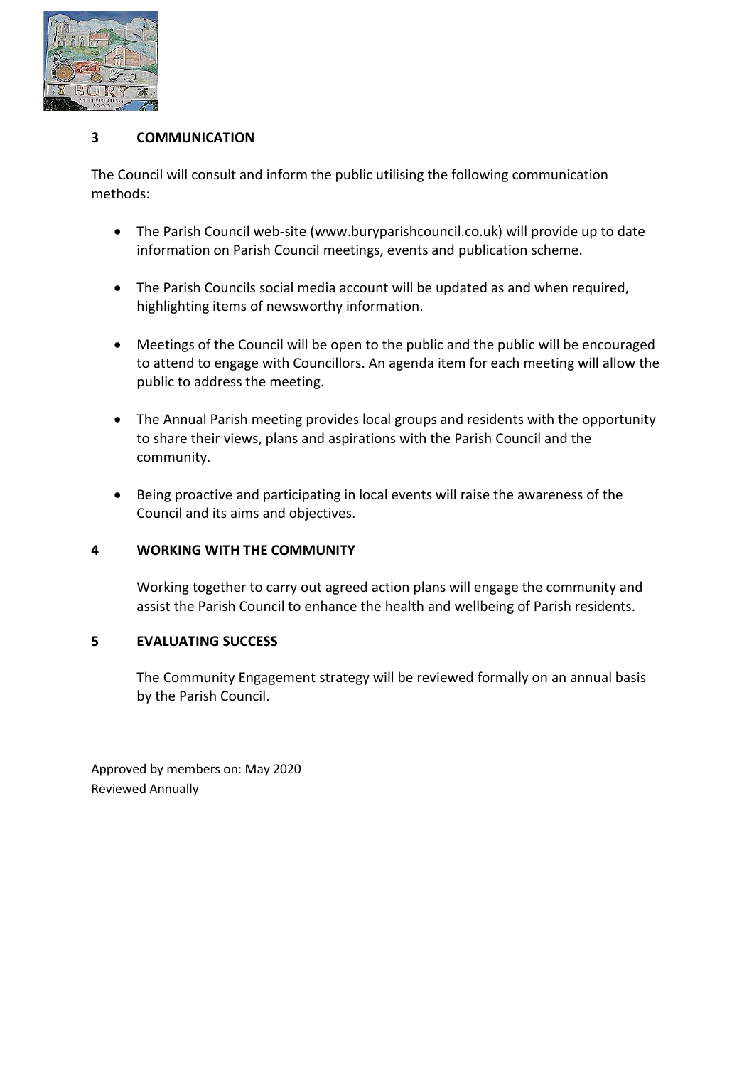## 3 COMMUNICATION

The Council will consult and inform the public utilising the following communication methods:

- The Parish Council web-site (www.buryparishcouncil.co.uk) will provide up to date information on Parish Council meetings, events and publication scheme.
- The Parish Councils social media account will be updated as and when required, highlighting items of newsworthy information.
- Meetings of the Council will be open to the public and the public will be encouraged to attend to engage with Councillors. An agenda item for each meeting will allow the public to address the meeting.
- The Annual Parish meeting provides local groups and residents with the opportunity to share their views, plans and aspirations with the Parish Council and the community.
- Being proactive and participating in local events will raise the awareness of the Council and its aims and objectives.

## 4 WORKING WITH THE COMMUNITY

Working together to carry out agreed action plans will engage the community and assist the Parish Council to enhance the health and wellbeing of Parish residents.

## 5 EVALUATING SUCCESS

The Community Engagement strategy will be reviewed formally on an annual basis by the Parish Council.

Approved by members on: May 2020
Reviewed Annually